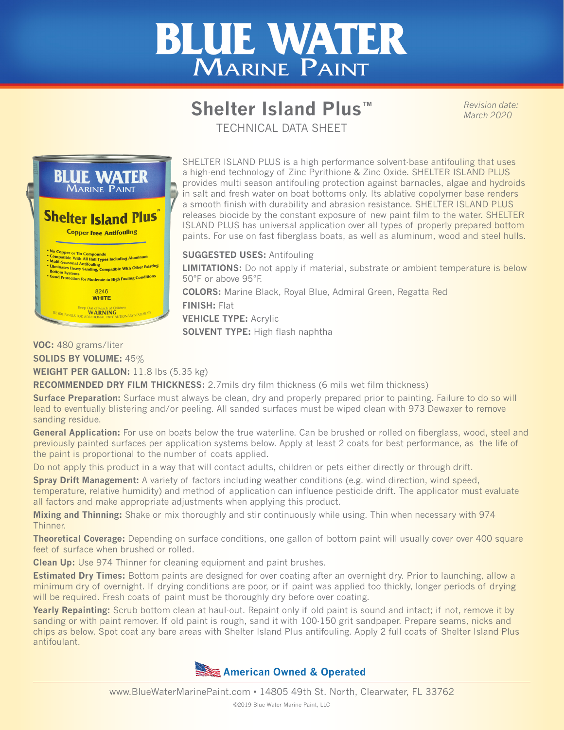# BLUE WATER
## Marine Paint

## Shelter Island Plus™

TECHNICAL DATA SHEET

*Revision date: March 2020*

SHELTER ISLAND PLUS is a high performance solvent-base antifouling that uses a high-end technology of Zinc Pyrithione & Zinc Oxide. SHELTER ISLAND PLUS provides multi season antifouling protection against barnacles, algae and hydroids in salt and fresh water on boat bottoms only. Its ablative copolymer base renders a smooth finish with durability and abrasion resistance. SHELTER ISLAND PLUS releases biocide by the constant exposure of new paint film to the water. SHELTER ISLAND PLUS has universal application over all types of properly prepared bottom paints. For use on fast fiberglass boats, as well as aluminum, wood and steel hulls.

**SUGGESTED USES:** Antifouling

**LIMITATIONS:** Do not apply if material, substrate or ambient temperature is below 50°F or above 95°F.

**COLORS:** Marine Black, Royal Blue, Admiral Green, Regatta Red

**FINISH:** Flat

**VEHICLE TYPE:** Acrylic

**SOLVENT TYPE:** High flash naphtha

**VOC:** 480 grams/liter

**SOLIDS BY VOLUME:** 45%

**WEIGHT PER GALLON:** 11.8 lbs (5.35 kg)

**RECOMMENDED DRY FILM THICKNESS:** 2.7mils dry film thickness (6 mils wet film thickness)

**Surface Preparation:** Surface must always be clean, dry and properly prepared prior to painting. Failure to do so will lead to eventually blistering and/or peeling. All sanded surfaces must be wiped clean with 973 Dewaxer to remove sanding residue.

**General Application:** For use on boats below the true waterline. Can be brushed or rolled on fiberglass, wood, steel and previously painted surfaces per application systems below. Apply at least 2 coats for best performance, as the life of the paint is proportional to the number of coats applied.

Do not apply this product in a way that will contact adults, children or pets either directly or through drift.

**Spray Drift Management:** A variety of factors including weather conditions (e.g. wind direction, wind speed, temperature, relative humidity) and method of application can influence pesticide drift. The applicator must evaluate all factors and make appropriate adjustments when applying this product.

**Mixing and Thinning:** Shake or mix thoroughly and stir continuously while using. Thin when necessary with 974 Thinner.

**Theoretical Coverage:** Depending on surface conditions, one gallon of bottom paint will usually cover over 400 square feet of surface when brushed or rolled.

**Clean Up:** Use 974 Thinner for cleaning equipment and paint brushes.

**Estimated Dry Times:** Bottom paints are designed for over coating after an overnight dry. Prior to launching, allow a minimum dry of overnight. If drying conditions are poor, or if paint was applied too thickly, longer periods of drying will be required. Fresh coats of paint must be thoroughly dry before over coating.

**Yearly Repainting:** Scrub bottom clean at haul-out. Repaint only if old paint is sound and intact; if not, remove it by sanding or with paint remover. If old paint is rough, sand it with 100-150 grit sandpaper. Prepare seams, nicks and chips as below. Spot coat any bare areas with Shelter Island Plus antifouling. Apply 2 full coats of Shelter Island Plus antifoulant.

**American Owned & Operated**

www.BlueWaterMarinePaint.com • 14805 49th St. North, Clearwater, FL 33762

©2019 Blue Water Marine Paint, LLC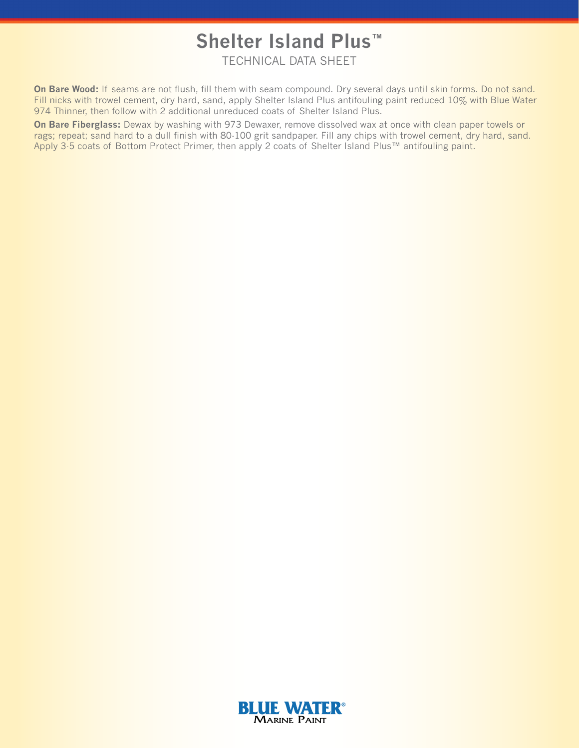# Shelter Island Plus™

TECHNICAL DATA SHEET

**On Bare Wood:** If seams are not flush, fill them with seam compound. Dry several days until skin forms. Do not sand. Fill nicks with trowel cement, dry hard, sand, apply Shelter Island Plus antifouling paint reduced 10% with Blue Water 974 Thinner, then follow with 2 additional unreduced coats of Shelter Island Plus.

**On Bare Fiberglass:** Dewax by washing with 973 Dewaxer, remove dissolved wax at once with clean paper towels or rags; repeat; sand hard to a dull finish with 80-100 grit sandpaper. Fill any chips with trowel cement, dry hard, sand. Apply 3-5 coats of Bottom Protect Primer, then apply 2 coats of Shelter Island Plus™ antifouling paint.

BLUE WATER® Marine Paint